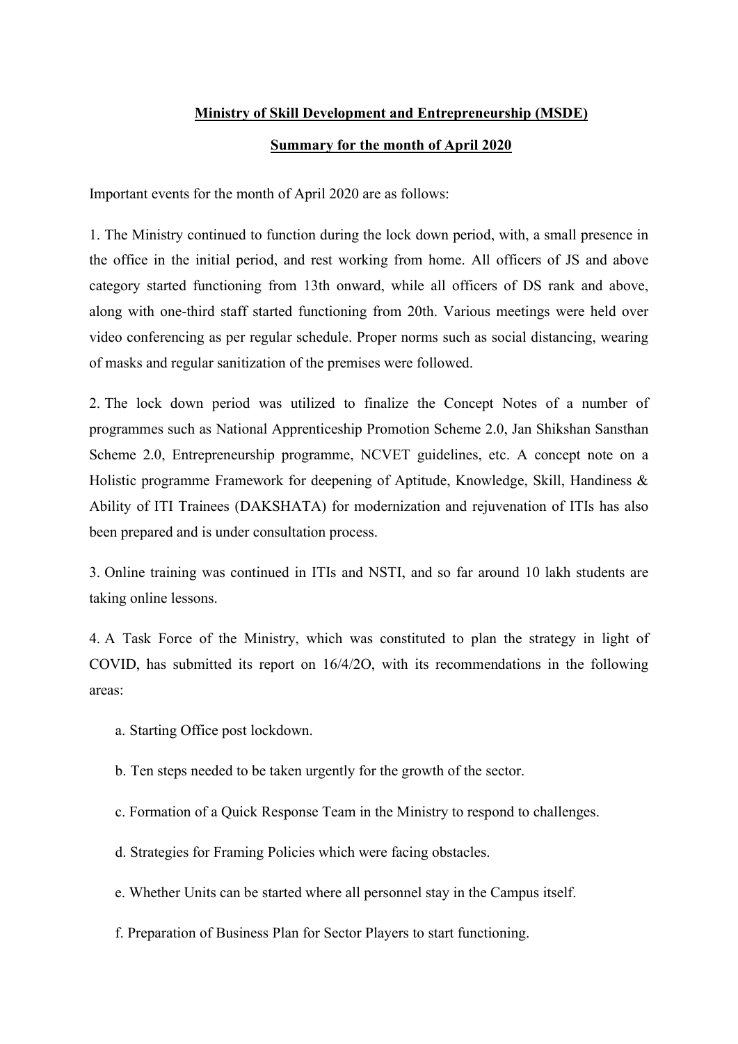**Ministry of Skill Development and Entrepreneurship (MSDE)**

**Summary for the month of April 2020**

Important events for the month of April 2020 are as follows:

1. The Ministry continued to function during the lock down period, with, a small presence in the office in the initial period, and rest working from home. All officers of JS and above category started functioning from 13th onward, while all officers of DS rank and above, along with one-third staff started functioning from 20th. Various meetings were held over video conferencing as per regular schedule. Proper norms such as social distancing, wearing of masks and regular sanitization of the premises were followed.

2. The lock down period was utilized to finalize the Concept Notes of a number of programmes such as National Apprenticeship Promotion Scheme 2.0, Jan Shikshan Sansthan Scheme 2.0, Entrepreneurship programme, NCVET guidelines, etc. A concept note on a Holistic programme Framework for deepening of Aptitude, Knowledge, Skill, Handiness & Ability of ITI Trainees (DAKSHATA) for modernization and rejuvenation of ITIs has also been prepared and is under consultation process.

3. Online training was continued in ITIs and NSTI, and so far around 10 lakh students are taking online lessons.

4. A Task Force of the Ministry, which was constituted to plan the strategy in light of COVID, has submitted its report on 16/4/2O, with its recommendations in the following areas:

   a. Starting Office post lockdown.

   b. Ten steps needed to be taken urgently for the growth of the sector.

   c. Formation of a Quick Response Team in the Ministry to respond to challenges.

   d. Strategies for Framing Policies which were facing obstacles.

   e. Whether Units can be started where all personnel stay in the Campus itself.

   f. Preparation of Business Plan for Sector Players to start functioning.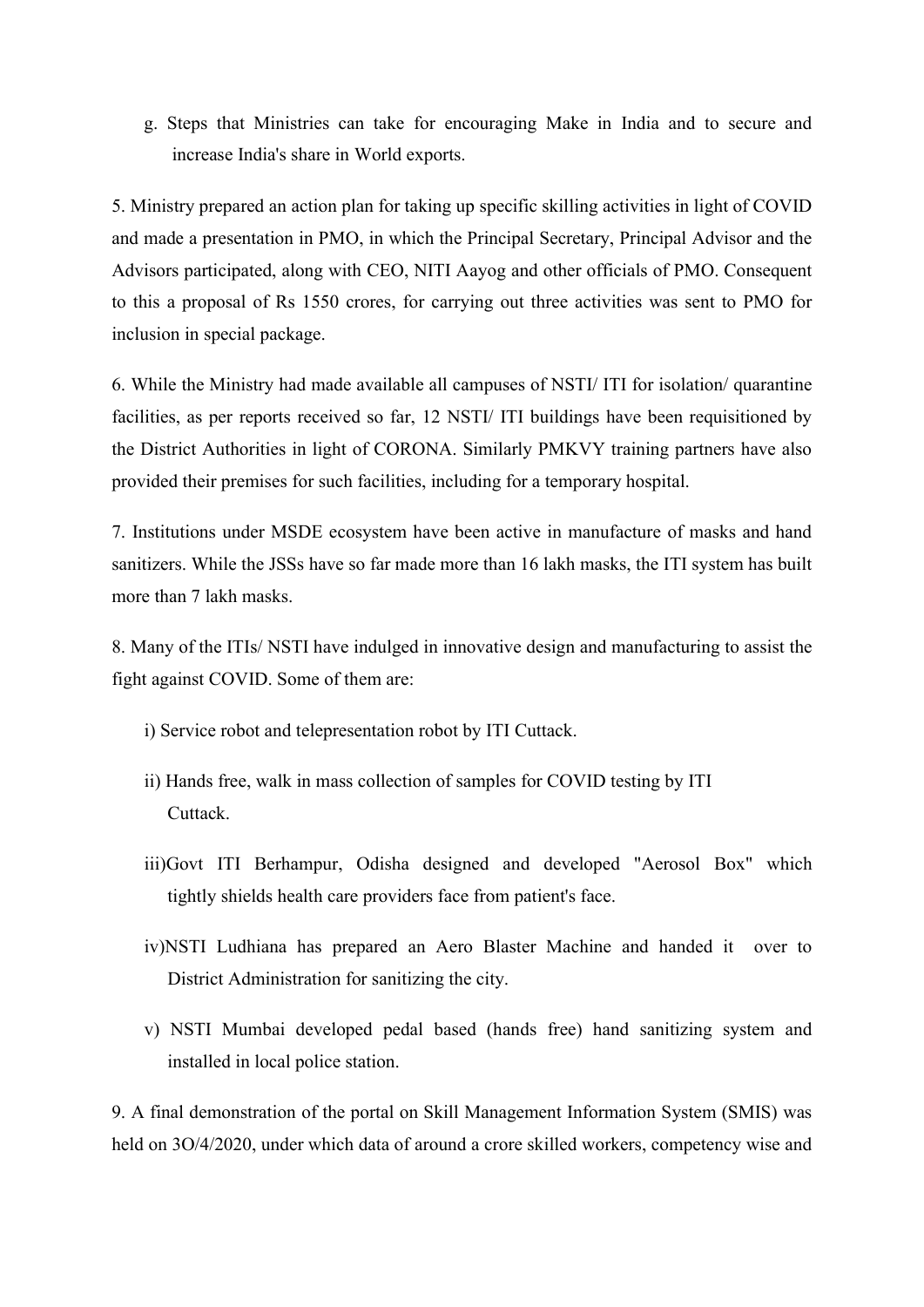g. Steps that Ministries can take for encouraging Make in India and to secure and increase India's share in World exports.

5. Ministry prepared an action plan for taking up specific skilling activities in light of COVID and made a presentation in PMO, in which the Principal Secretary, Principal Advisor and the Advisors participated, along with CEO, NITI Aayog and other officials of PMO. Consequent to this a proposal of Rs 1550 crores, for carrying out three activities was sent to PMO for inclusion in special package.

6. While the Ministry had made available all campuses of NSTI/ ITI for isolation/ quarantine facilities, as per reports received so far, 12 NSTI/ ITI buildings have been requisitioned by the District Authorities in light of CORONA. Similarly PMKVY training partners have also provided their premises for such facilities, including for a temporary hospital.

7. Institutions under MSDE ecosystem have been active in manufacture of masks and hand sanitizers. While the JSSs have so far made more than 16 lakh masks, the ITI system has built more than 7 lakh masks.

8. Many of the ITIs/ NSTI have indulged in innovative design and manufacturing to assist the fight against COVID. Some of them are:

i) Service robot and telepresentation robot by ITI Cuttack.

ii) Hands free, walk in mass collection of samples for COVID testing by ITI Cuttack.

iii)Govt ITI Berhampur, Odisha designed and developed "Aerosol Box" which tightly shields health care providers face from patient's face.

iv)NSTI Ludhiana has prepared an Aero Blaster Machine and handed it over to District Administration for sanitizing the city.

v) NSTI Mumbai developed pedal based (hands free) hand sanitizing system and installed in local police station.

9. A final demonstration of the portal on Skill Management Information System (SMIS) was held on 3O/4/2020, under which data of around a crore skilled workers, competency wise and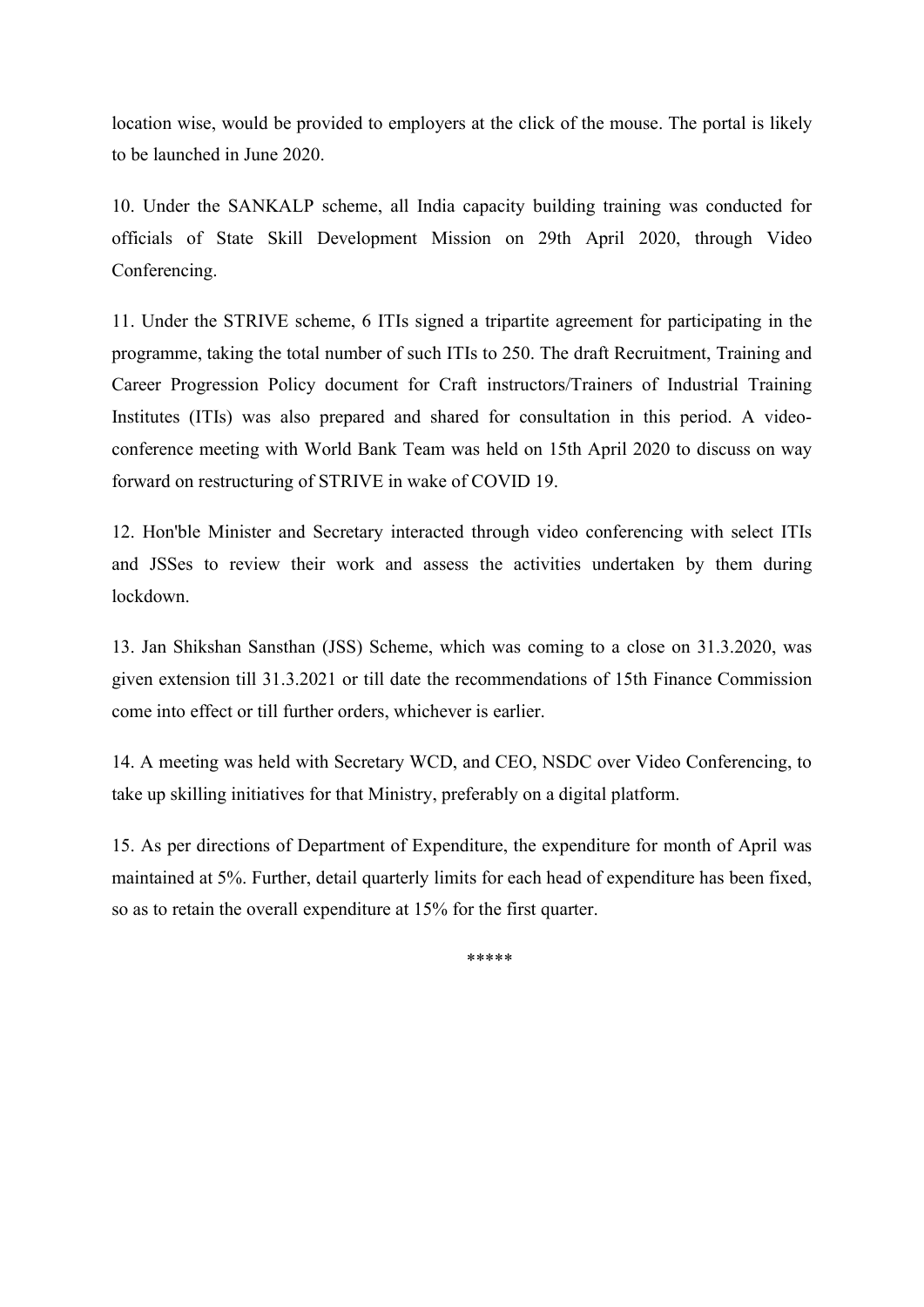location wise, would be provided to employers at the click of the mouse. The portal is likely to be launched in June 2020.

10. Under the SANKALP scheme, all India capacity building training was conducted for officials of State Skill Development Mission on 29th April 2020, through Video Conferencing.

11. Under the STRIVE scheme, 6 ITIs signed a tripartite agreement for participating in the programme, taking the total number of such ITIs to 250. The draft Recruitment, Training and Career Progression Policy document for Craft instructors/Trainers of Industrial Training Institutes (ITIs) was also prepared and shared for consultation in this period. A video-conference meeting with World Bank Team was held on 15th April 2020 to discuss on way forward on restructuring of STRIVE in wake of COVID 19.

12. Hon'ble Minister and Secretary interacted through video conferencing with select ITIs and JSSes to review their work and assess the activities undertaken by them during lockdown.

13. Jan Shikshan Sansthan (JSS) Scheme, which was coming to a close on 31.3.2020, was given extension till 31.3.2021 or till date the recommendations of 15th Finance Commission come into effect or till further orders, whichever is earlier.

14. A meeting was held with Secretary WCD, and CEO, NSDC over Video Conferencing, to take up skilling initiatives for that Ministry, preferably on a digital platform.

15. As per directions of Department of Expenditure, the expenditure for month of April was maintained at 5%. Further, detail quarterly limits for each head of expenditure has been fixed, so as to retain the overall expenditure at 15% for the first quarter.

*****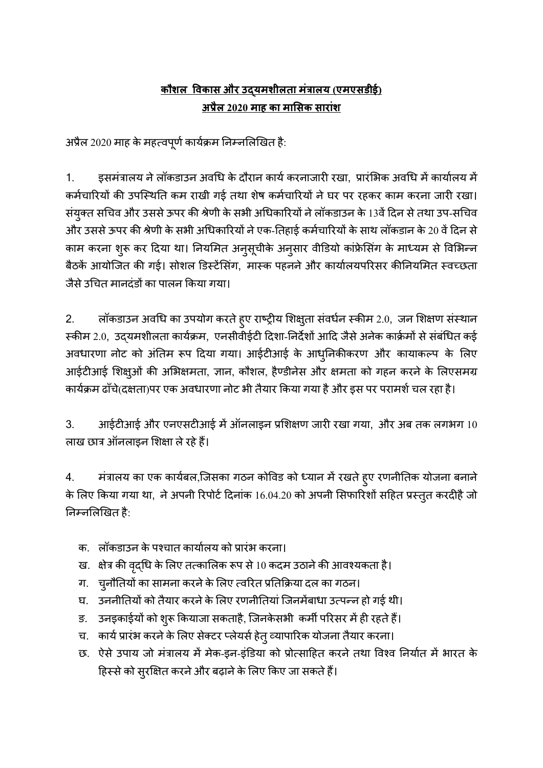**कौशल विकास और उद्यमशीलता मंत्रालय (एमएसडीई)**
**अप्रैल 2020 माह का मासिक सारांश**

अप्रैल 2020 माह के महत्वपूर्ण कार्यक्रम निम्नलिखित है:

1. इसमंत्रालय ने लॉकडाउन अवधि के दौरान कार्य करनाजारी रखा, प्रारंभिक अवधि में कार्यालय में कर्मचारियों की उपस्थिति कम राखी गई तथा शेष कर्मचारियों ने घर पर रहकर काम करना जारी रखा। संयुक्त सचिव और उससे ऊपर की श्रेणी के सभी अधिकारियों ने लॉकडाउन के 13वें दिन से तथा उप-सचिव और उससे ऊपर की श्रेणी के सभी अधिकारियों ने एक-तिहाई कर्मचारियों के साथ लॉकडान के 20 वें दिन से काम करना शुरू कर दिया था। नियमित अनुसूचीके अनुसार वीडियो कांफ्रेसिंग के माध्यम से विभिन्न बैठकें आयोजित की गई। सोशल डिस्टेंसिंग, मास्क पहनने और कार्यालयपरिसर कीनियमित स्वच्छता जैसे उचित मानदंडों का पालन किया गया।

2. लॉकडाउन अवधि का उपयोग करते हुए राष्ट्रीय शिक्षुता संवर्धन स्कीम 2.0, जन शिक्षण संस्थान स्कीम 2.0, उद्यमशीलता कार्यक्रम, एनसीवीईटी दिशा-निर्देशों आदि जैसे अनेक कार्क्रमों से संबंधित कई अवधारणा नोट को अंतिम रूप दिया गया। आईटीआई के आधुनिकीकरण और कायाकल्प के लिए आईटीआई शिक्षुओं की अभिक्षमता, ज्ञान, कौशल, हैण्डीनेस और क्षमता को गहन करने के लिएसमग्र कार्यक्रम ढाँचे(दक्षता)पर एक अवधारणा नोट भी तैयार किया गया है और इस पर परामर्श चल रहा है।

3. आईटीआई और एनएसटीआई में ऑनलाइन प्रशिक्षण जारी रखा गया, और अब तक लगभग 10 लाख छात्र ऑनलाइन शिक्षा ले रहे हैं।

4. मंत्रालय का एक कार्यबल,जिसका गठन कोविड को ध्यान में रखते हुए रणनीतिक योजना बनाने के लिए किया गया था, ने अपनी रिपोर्ट दिनांक 16.04.20 को अपनी सिफारिशों सहित प्रस्तुत करदीहै जो निम्नलिखित है:

क. लॉकडाउन के पश्चात कार्यालय को प्रारंभ करना।

ख. क्षेत्र की वृद्धि के लिए तत्कालिक रूप से 10 कदम उठाने की आवश्यकता है।

ग. चुनौतियों का सामना करने के लिए त्वरित प्रतिक्रिया दल का गठन।

घ. उननीतियों को तैयार करने के लिए रणनीतियां जिनमेंबाधा उत्पन्न हो गई थी।

ङ. उनइकाईयों को शुरू कियाजा सकताहै, जिनकेसभी कर्मी परिसर में ही रहते हैं।

च. कार्य प्रारंभ करने के लिए सेक्टर प्लेयर्स हेतु व्यापारिक योजना तैयार करना।

छ. ऐसे उपाय जो मंत्रालय में मेक-इन-इंडिया को प्रोत्साहित करने तथा विश्व निर्यात में भारत के हिस्से को सुरक्षित करने और बढ़ाने के लिए किए जा सकते हैं।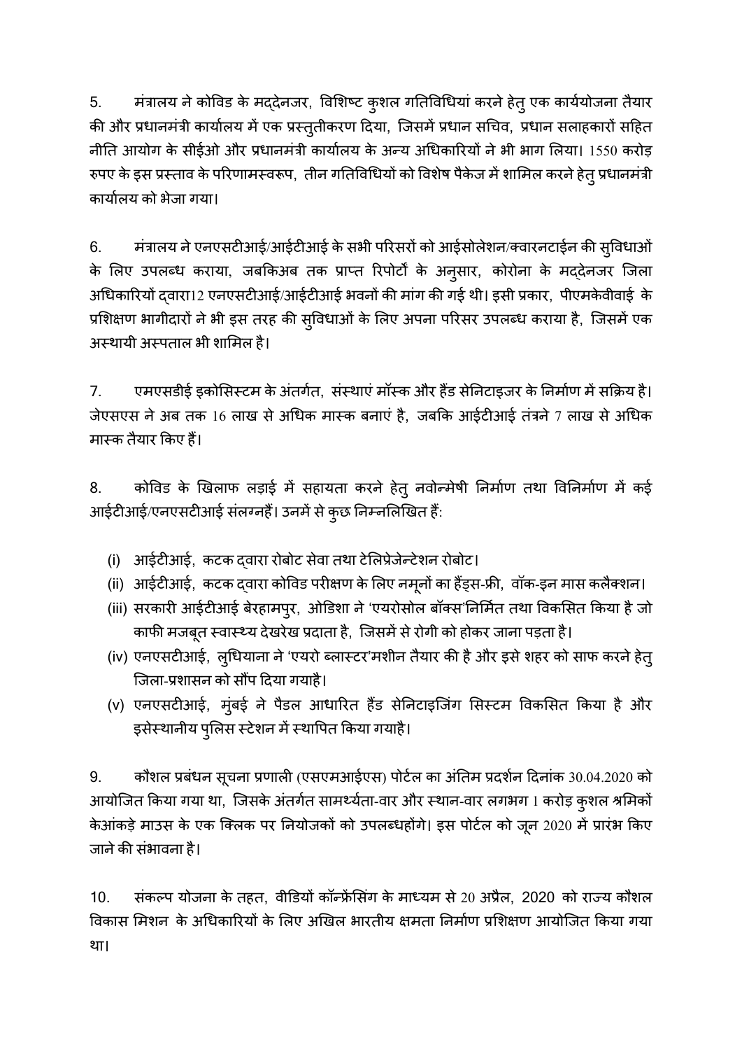5. मंत्रालय ने कोविड के मद्देनजर, विशिष्ट कुशल गतिविधियां करने हेतु एक कार्ययोजना तैयार की और प्रधानमंत्री कार्यालय में एक प्रस्तुतीकरण दिया, जिसमें प्रधान सचिव, प्रधान सलाहकारों सहित नीति आयोग के सीईओ और प्रधानमंत्री कार्यालय के अन्य अधिकारियों ने भी भाग लिया। 1550 करोड़ रुपए के इस प्रस्ताव के परिणामस्वरूप, तीन गतिविधियों को विशेष पैकेज में शामिल करने हेतु प्रधानमंत्री कार्यालय को भेजा गया।

6. मंत्रालय ने एनएसटीआई/आईटीआई के सभी परिसरों को आईसोलेशन/क्वारनटाईन की सुविधाओं के लिए उपलब्ध कराया, जबकिअब तक प्राप्त रिपोर्टों के अनुसार, कोरोना के मद्देनजर जिला अधिकारियों द्वारा12 एनएसटीआई/आईटीआई भवनों की मांग की गई थी। इसी प्रकार, पीएमकेवीवाई के प्रशिक्षण भागीदारों ने भी इस तरह की सुविधाओं के लिए अपना परिसर उपलब्ध कराया है, जिसमें एक अस्थायी अस्पताल भी शामिल है।

7. एमएसडीई इकोसिस्टम के अंतर्गत, संस्थाएं मॉस्क और हैंड सेनिटाइजर के निर्माण में सक्रिय है। जेएसएस ने अब तक 16 लाख से अधिक मास्क बनाएं है, जबकि आईटीआई तंत्रने 7 लाख से अधिक मास्क तैयार किए हैं।

8. कोविड के खिलाफ लड़ाई में सहायता करने हेतु नवोन्मेषी निर्माण तथा विनिर्माण में कई आईटीआई/एनएसटीआई संलग्नहैं। उनमें से कुछ निम्नलिखित हैं:

(i) आईटीआई, कटक द्वारा रोबोट सेवा तथा टेलिप्रेजेन्टेशन रोबोट।
(ii) आईटीआई, कटक द्वारा कोविड परीक्षण के लिए नमूनों का हैंड्स-फ्री, वॉक-इन मास कलैक्शन।
(iii) सरकारी आईटीआई बेरहामपुर, ओडिशा ने 'एयरोसोल बॉक्स'निर्मित तथा विकसित किया है जो काफी मजबूत स्वास्थ्य देखरेख प्रदाता है, जिसमें से रोगी को होकर जाना पड़ता है।
(iv) एनएसटीआई, लुधियाना ने 'एयरो ब्लास्टर'मशीन तैयार की है और इसे शहर को साफ करने हेतु जिला-प्रशासन को सौंप दिया गयाहै।
(v) एनएसटीआई, मुंबई ने पैडल आधारित हैंड सेनिटाइजिंग सिस्टम विकसित किया है और इसेस्थानीय पुलिस स्टेशन में स्थापित किया गयाहै।

9. कौशल प्रबंधन सूचना प्रणाली (एसएमआईएस) पोर्टल का अंतिम प्रदर्शन दिनांक 30.04.2020 को आयोजित किया गया था, जिसके अंतर्गत सामर्थ्यता-वार और स्थान-वार लगभग 1 करोड़ कुशल श्रमिकों केआंकड़े माउस के एक क्लिक पर नियोजकों को उपलब्धहोंगे। इस पोर्टल को जून 2020 में प्रारंभ किए जाने की संभावना है।

10. संकल्प योजना के तहत, वीडियों कॉन्फ्रेंसिंग के माध्यम से 20 अप्रैल, 2020 को राज्य कौशल विकास मिशन के अधिकारियों के लिए अखिल भारतीय क्षमता निर्माण प्रशिक्षण आयोजित किया गया था।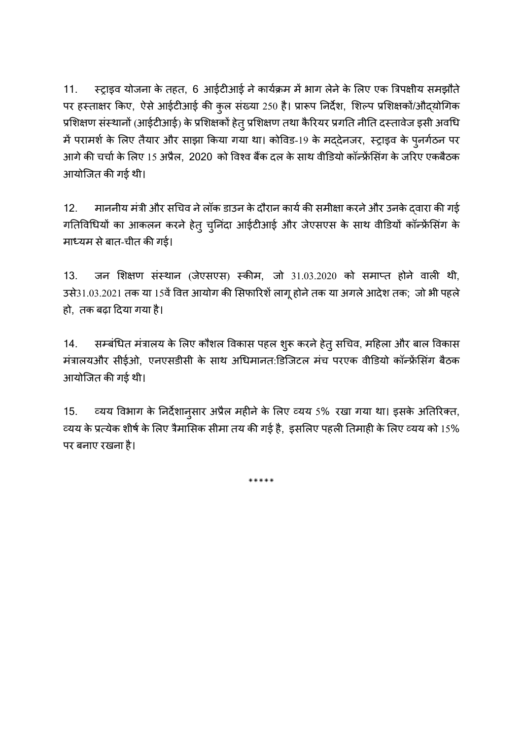11. स्ट्राइव योजना के तहत, 6 आईटीआई ने कार्यक्रम में भाग लेने के लिए एक त्रिपक्षीय समझौते पर हस्ताक्षर किए, ऐसे आईटीआई की कुल संख्या 250 है। प्रारूप निर्देश, शिल्प प्रशिक्षकों/औद्योगिक प्रशिक्षण संस्थानों (आईटीआई) के प्रशिक्षकों हेतु प्रशिक्षण तथा कैरियर प्रगति नीति दस्तावेज इसी अवधि में परामर्श के लिए तैयार और साझा किया गया था। कोविड-19 के मद्देनजर, स्ट्राइव के पुनर्गठन पर आगे की चर्चा के लिए 15 अप्रैल, 2020 को विश्व बैंक दल के साथ वीडियो कॉन्फ्रेंसिंग के जरिए एकबैठक आयोजित की गई थी।

12. माननीय मंत्री और सचिव ने लॉक डाउन के दौरान कार्य की समीक्षा करने और उनके द्वारा की गई गतिविधियों का आकलन करने हेतु चुनिंदा आईटीआई और जेएसएस के साथ वीडियों कॉन्फ्रेंसिंग के माध्यम से बात-चीत की गई।

13. जन शिक्षण संस्थान (जेएसएस) स्कीम, जो 31.03.2020 को समाप्त होने वाली थी, उसे31.03.2021 तक या 15वें वित्त आयोग की सिफारिशें लागू होने तक या अगले आदेश तक; जो भी पहले हो, तक बढ़ा दिया गया है।

14. सम्बंधित मंत्रालय के लिए कौशल विकास पहल शुरू करने हेतु सचिव, महिला और बाल विकास मंत्रालयऔर सीईओ, एनएसडीसी के साथ अधिमानत:डिजिटल मंच परएक वीडियो कॉन्फ्रेंसिंग बैठक आयोजित की गई थी।

15. व्यय विभाग के निर्देशानुसार अप्रैल महीने के लिए व्यय 5% रखा गया था। इसके अतिरिक्त, व्यय के प्रत्येक शीर्ष के लिए त्रैमासिक सीमा तय की गई है, इसलिए पहली तिमाही के लिए व्यय को 15% पर बनाए रखना है।

*****